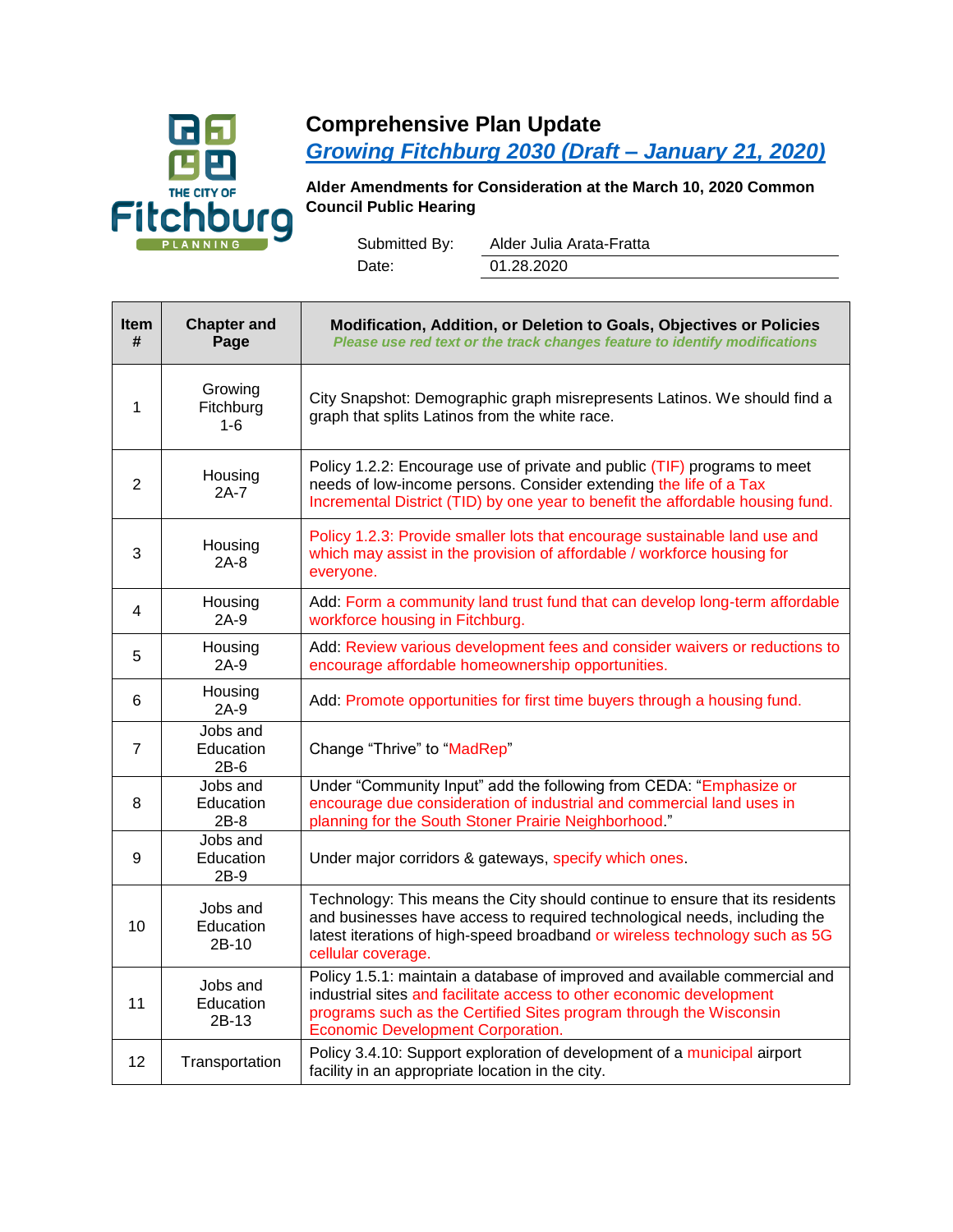# Comprehensive Plan Update

## Growing Fitchburg 2030 (Draft – January 21, 2020)

**Alder Amendments for Consideration at the March 10, 2020 Common Council Public Hearing**

Submitted By: Alder Julia Arata-Fratta

Date: 01.28.2020

| Item # | Chapter and Page | Modification, Addition, or Deletion to Goals, Objectives or Policies *Please use red text or the track changes feature to identify modifications* |
|---|---|---|
| 1 | Growing Fitchburg 1-6 | City Snapshot: Demographic graph misrepresents Latinos. We should find a graph that splits Latinos from the white race. |
| 2 | Housing 2A-7 | Policy 1.2.2: Encourage use of private and public (TIF) programs to meet needs of low-income persons. Consider extending the life of a Tax Incremental District (TID) by one year to benefit the affordable housing fund. |
| 3 | Housing 2A-8 | Policy 1.2.3: Provide smaller lots that encourage sustainable land use and which may assist in the provision of affordable / workforce housing for everyone. |
| 4 | Housing 2A-9 | Add: Form a community land trust fund that can develop long-term affordable workforce housing in Fitchburg. |
| 5 | Housing 2A-9 | Add: Review various development fees and consider waivers or reductions to encourage affordable homeownership opportunities. |
| 6 | Housing 2A-9 | Add: Promote opportunities for first time buyers through a housing fund. |
| 7 | Jobs and Education 2B-6 | Change "Thrive" to "MadRep" |
| 8 | Jobs and Education 2B-8 | Under "Community Input" add the following from CEDA: "Emphasize or encourage due consideration of industrial and commercial land uses in planning for the South Stoner Prairie Neighborhood." |
| 9 | Jobs and Education 2B-9 | Under major corridors & gateways, specify which ones. |
| 10 | Jobs and Education 2B-10 | Technology: This means the City should continue to ensure that its residents and businesses have access to required technological needs, including the latest iterations of high-speed broadband or wireless technology such as 5G cellular coverage. |
| 11 | Jobs and Education 2B-13 | Policy 1.5.1: maintain a database of improved and available commercial and industrial sites and facilitate access to other economic development programs such as the Certified Sites program through the Wisconsin Economic Development Corporation. |
| 12 | Transportation | Policy 3.4.10: Support exploration of development of a municipal airport facility in an appropriate location in the city. |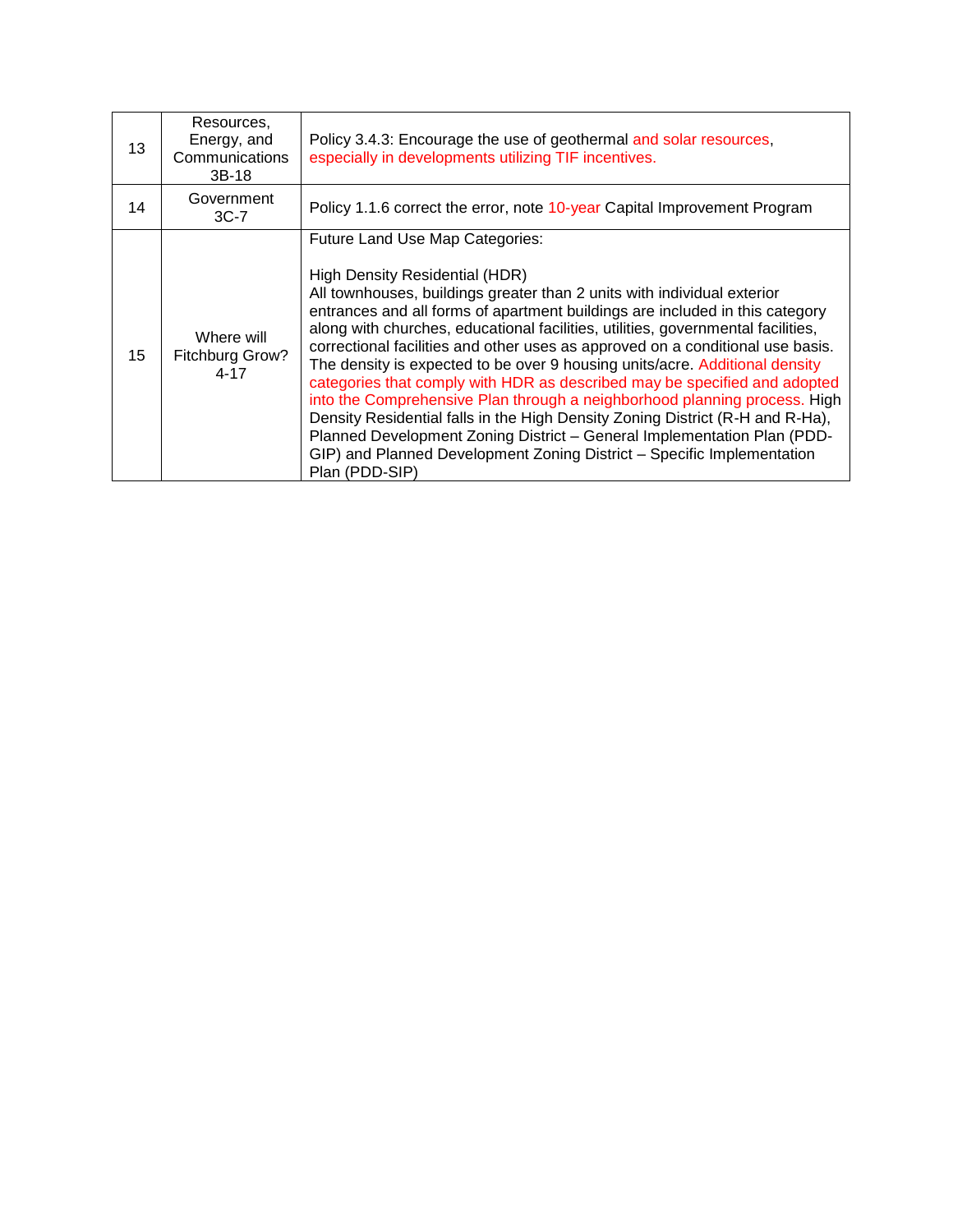| | | |
|---|---|---|
| 13 | Resources, Energy, and Communications 3B-18 | Policy 3.4.3: Encourage the use of geothermal and solar resources, especially in developments utilizing TIF incentives. |
| 14 | Government 3C-7 | Policy 1.1.6 correct the error, note 10-year Capital Improvement Program |
| 15 | Where will Fitchburg Grow? 4-17 | Future Land Use Map Categories:<br><br>High Density Residential (HDR)<br>All townhouses, buildings greater than 2 units with individual exterior entrances and all forms of apartment buildings are included in this category along with churches, educational facilities, utilities, governmental facilities, correctional facilities and other uses as approved on a conditional use basis. The density is expected to be over 9 housing units/acre. Additional density categories that comply with HDR as described may be specified and adopted into the Comprehensive Plan through a neighborhood planning process. High Density Residential falls in the High Density Zoning District (R-H and R-Ha), Planned Development Zoning District – General Implementation Plan (PDD-GIP) and Planned Development Zoning District – Specific Implementation Plan (PDD-SIP) |